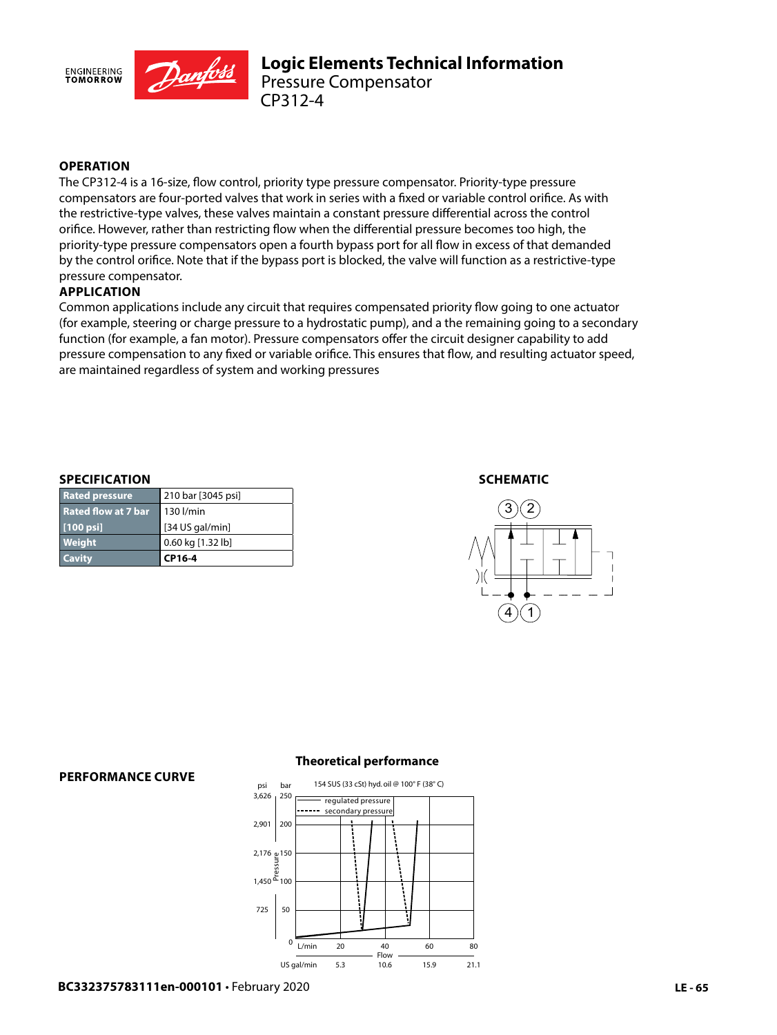## OPERATION

The CP312-4 is a 16-size, flow control, priority type pressure compensator. Priority-type pressure compensators are four-ported valves that work in series with a fixed or variable control orifice. As with the restrictive-type valves, these valves maintain a constant pressure differential across the control orifice. However, rather than restricting flow when the differential pressure becomes too high, the priority-type pressure compensators open a fourth bypass port for all flow in excess of that demanded by the control orifice. Note that if the bypass port is blocked, the valve will function as a restrictive-type pressure compensator.

## APPLICATION

Common applications include any circuit that requires compensated priority flow going to one actuator (for example, steering or charge pressure to a hydrostatic pump), and a the remaining going to a secondary function (for example, a fan motor). Pressure compensators offer the circuit designer capability to add pressure compensation to any fixed or variable orifice. This ensures that flow, and resulting actuator speed, are maintained regardless of system and working pressures

## SPECIFICATION

| | |
|---|---|
| Rated pressure | 210 bar [3045 psi] |
| Rated flow at 7 bar [100 psi] | 130 l/min [34 US gal/min] |
| Weight | 0.60 kg [1.32 lb] |
| Cavity | **CP16-4** |

## SCHEMATIC

## PERFORMANCE CURVE

**Theoretical performance**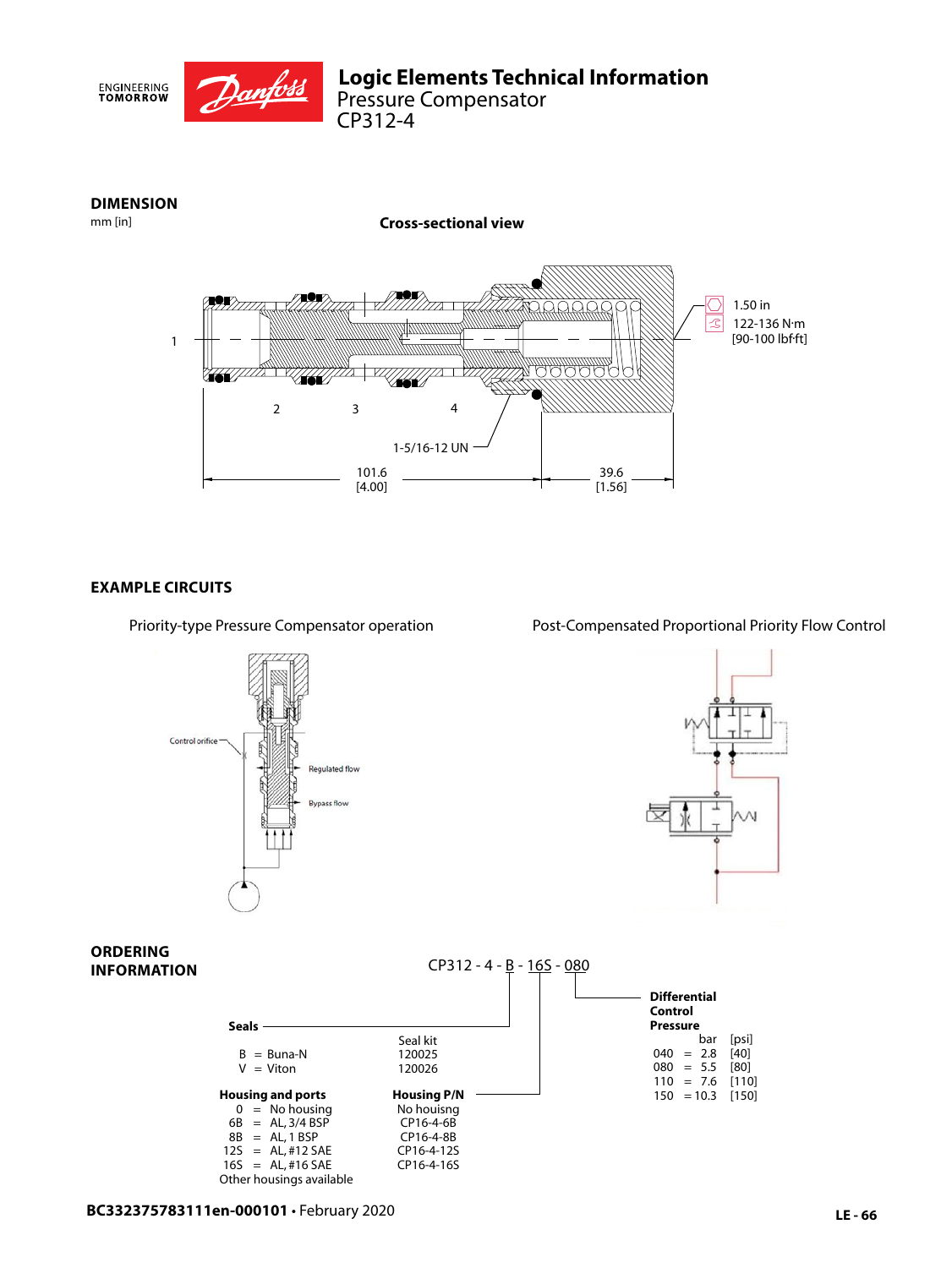## DIMENSION

mm [in]

**Cross-sectional view**

1.50 in

122-136 N·m
[90-100 lbf·ft]

1

2

3

4

1-5/16-12 UN

101.6
[4.00]

39.6
[1.56]

## EXAMPLE CIRCUITS

Priority-type Pressure Compensator operation

Control orifice

Regulated flow

Bypass flow

Post-Compensated Proportional Priority Flow Control

## ORDERING INFORMATION

CP312 - 4 - B - 16S - 080

**Seals**

| | | Seal kit |
|---|---|---|
| B | = Buna-N | 120025 |
| V | = Viton | 120026 |

**Housing and ports**

| | | Housing P/N |
|---|---|---|
| 0 | = No housing | No houisng |
| 6B | = AL, 3/4 BSP | CP16-4-6B |
| 8B | = AL, 1 BSP | CP16-4-8B |
| 12S | = AL, #12 SAE | CP16-4-12S |
| 16S | = AL, #16 SAE | CP16-4-16S |

Other housings available

**Differential Control Pressure**

| | bar | [psi] |
|---|---|---|
| 040 | = 2.8 | [40] |
| 080 | = 5.5 | [80] |
| 110 | = 7.6 | [110] |
| 150 | = 10.3 | [150] |

**BC332375783111en-000101** • February 2020